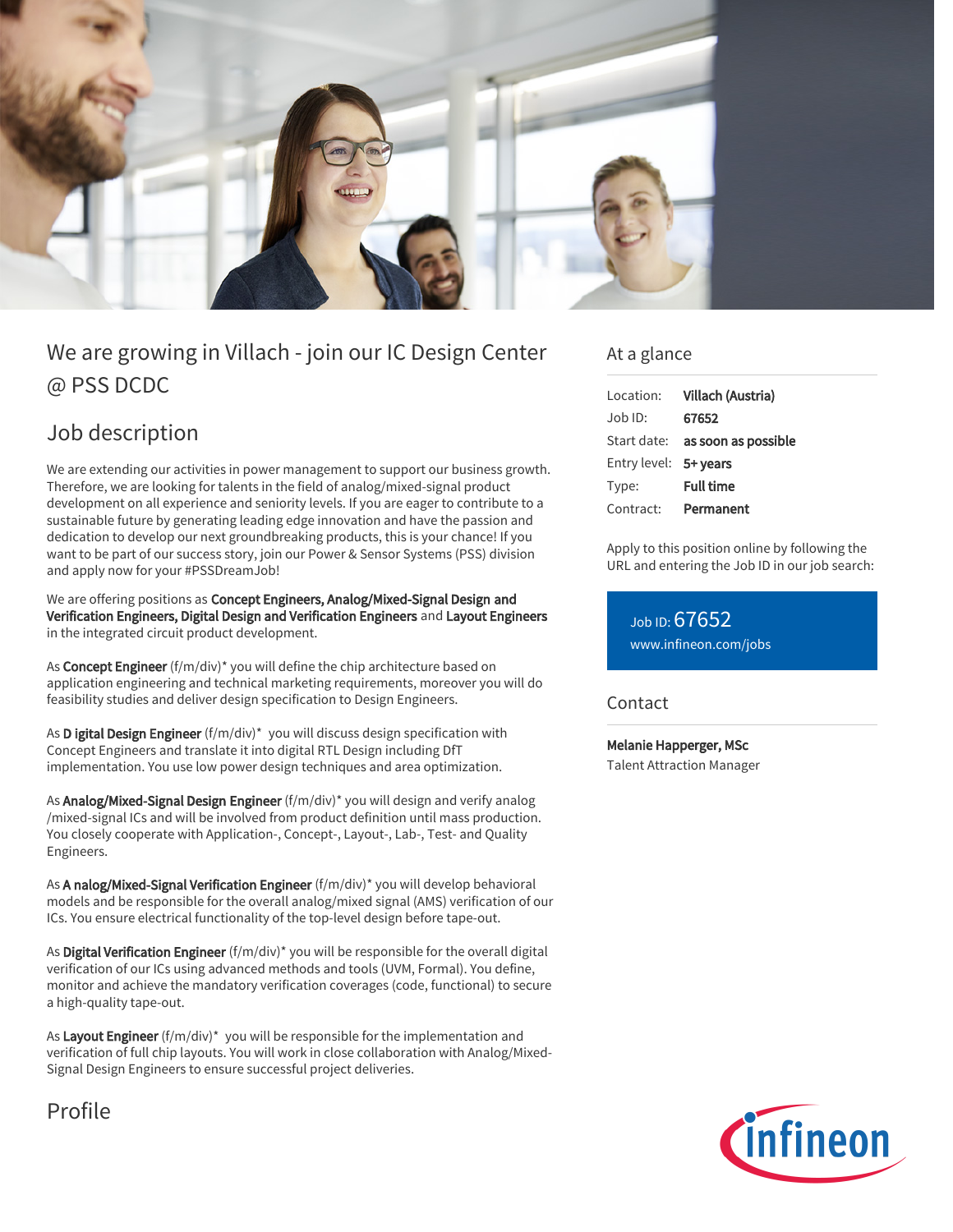# We are growing in Villach - join our IC Design Center @ PSS DCDC

## Job description

We are extending our activities in power management to support our business growth. Therefore, we are looking for talents in the field of analog/mixed-signal product development on all experience and seniority levels. If you are eager to contribute to a sustainable future by generating leading edge innovation and have the passion and dedication to develop our next groundbreaking products, this is your chance! If you want to be part of our success story, join our Power & Sensor Systems (PSS) division and apply now for your #PSSDreamJob!

We are offering positions as **Concept Engineers, Analog/Mixed-Signal Design and Verification Engineers, Digital Design and Verification Engineers** and **Layout Engineers** in the integrated circuit product development.

As **Concept Engineer** (f/m/div)* you will define the chip architecture based on application engineering and technical marketing requirements, moreover you will do feasibility studies and deliver design specification to Design Engineers.

As **D igital Design Engineer** (f/m/div)* you will discuss design specification with Concept Engineers and translate it into digital RTL Design including DfT implementation. You use low power design techniques and area optimization.

As **Analog/Mixed-Signal Design Engineer** (f/m/div)* you will design and verify analog /mixed-signal ICs and will be involved from product definition until mass production. You closely cooperate with Application-, Concept-, Layout-, Lab-, Test- and Quality Engineers.

As **A nalog/Mixed-Signal Verification Engineer** (f/m/div)* you will develop behavioral models and be responsible for the overall analog/mixed signal (AMS) verification of our ICs. You ensure electrical functionality of the top-level design before tape-out.

As **Digital Verification Engineer** (f/m/div)* you will be responsible for the overall digital verification of our ICs using advanced methods and tools (UVM, Formal). You define, monitor and achieve the mandatory verification coverages (code, functional) to secure a high-quality tape-out.

As **Layout Engineer** (f/m/div)* you will be responsible for the implementation and verification of full chip layouts. You will work in close collaboration with Analog/Mixed-Signal Design Engineers to ensure successful project deliveries.

## Profile

## At a glance

| | |
|---|---|
| Location: | **Villach (Austria)** |
| Job ID: | **67652** |
| Start date: | **as soon as possible** |
| Entry level: | **5+ years** |
| Type: | **Full time** |
| Contract: | **Permanent** |

Apply to this position online by following the URL and entering the Job ID in our job search:

Job ID: 67652
www.infineon.com/jobs

## Contact

**Melanie Happerger, MSc**
Talent Attraction Manager

infineon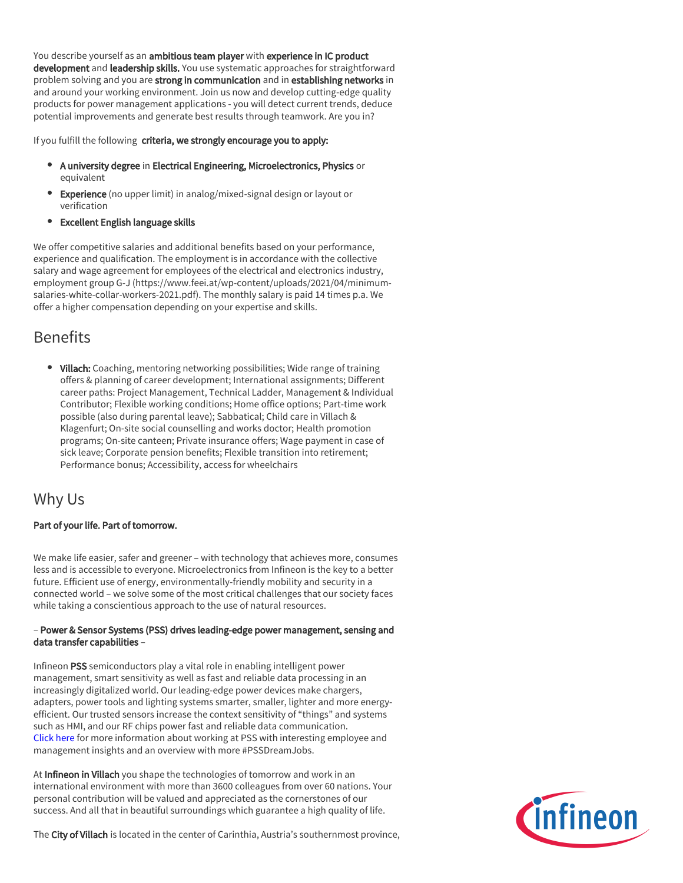You describe yourself as an **ambitious team player** with **experience in IC product development** and **leadership skills.** You use systematic approaches for straightforward problem solving and you are **strong in communication** and in **establishing networks** in and around your working environment. Join us now and develop cutting-edge quality products for power management applications - you will detect current trends, deduce potential improvements and generate best results through teamwork. Are you in?

If you fulfill the following **criteria, we strongly encourage you to apply:**

- **A university degree** in **Electrical Engineering, Microelectronics, Physics** or equivalent
- **Experience** (no upper limit) in analog/mixed-signal design or layout or verification
- **Excellent English language skills**

We offer competitive salaries and additional benefits based on your performance, experience and qualification. The employment is in accordance with the collective salary and wage agreement for employees of the electrical and electronics industry, employment group G-J (https://www.feei.at/wp-content/uploads/2021/04/minimum-salaries-white-collar-workers-2021.pdf). The monthly salary is paid 14 times p.a. We offer a higher compensation depending on your expertise and skills.

## Benefits

- **Villach:** Coaching, mentoring networking possibilities; Wide range of training offers & planning of career development; International assignments; Different career paths: Project Management, Technical Ladder, Management & Individual Contributor; Flexible working conditions; Home office options; Part-time work possible (also during parental leave); Sabbatical; Child care in Villach & Klagenfurt; On-site social counselling and works doctor; Health promotion programs; On-site canteen; Private insurance offers; Wage payment in case of sick leave; Corporate pension benefits; Flexible transition into retirement; Performance bonus; Accessibility, access for wheelchairs

## Why Us

**Part of your life. Part of tomorrow.**

We make life easier, safer and greener – with technology that achieves more, consumes less and is accessible to everyone. Microelectronics from Infineon is the key to a better future. Efficient use of energy, environmentally-friendly mobility and security in a connected world – we solve some of the most critical challenges that our society faces while taking a conscientious approach to the use of natural resources.

– **Power & Sensor Systems (PSS) drives leading-edge power management, sensing and data transfer capabilities** –

Infineon **PSS** semiconductors play a vital role in enabling intelligent power management, smart sensitivity as well as fast and reliable data processing in an increasingly digitalized world. Our leading-edge power devices make chargers, adapters, power tools and lighting systems smarter, smaller, lighter and more energy-efficient. Our trusted sensors increase the context sensitivity of "things" and systems such as HMI, and our RF chips power fast and reliable data communication. Click here for more information about working at PSS with interesting employee and management insights and an overview with more #PSSDreamJobs.

At **Infineon in Villach** you shape the technologies of tomorrow and work in an international environment with more than 3600 colleagues from over 60 nations. Your personal contribution will be valued and appreciated as the cornerstones of our success. And all that in beautiful surroundings which guarantee a high quality of life.

The **City of Villach** is located in the center of Carinthia, Austria's southernmost province,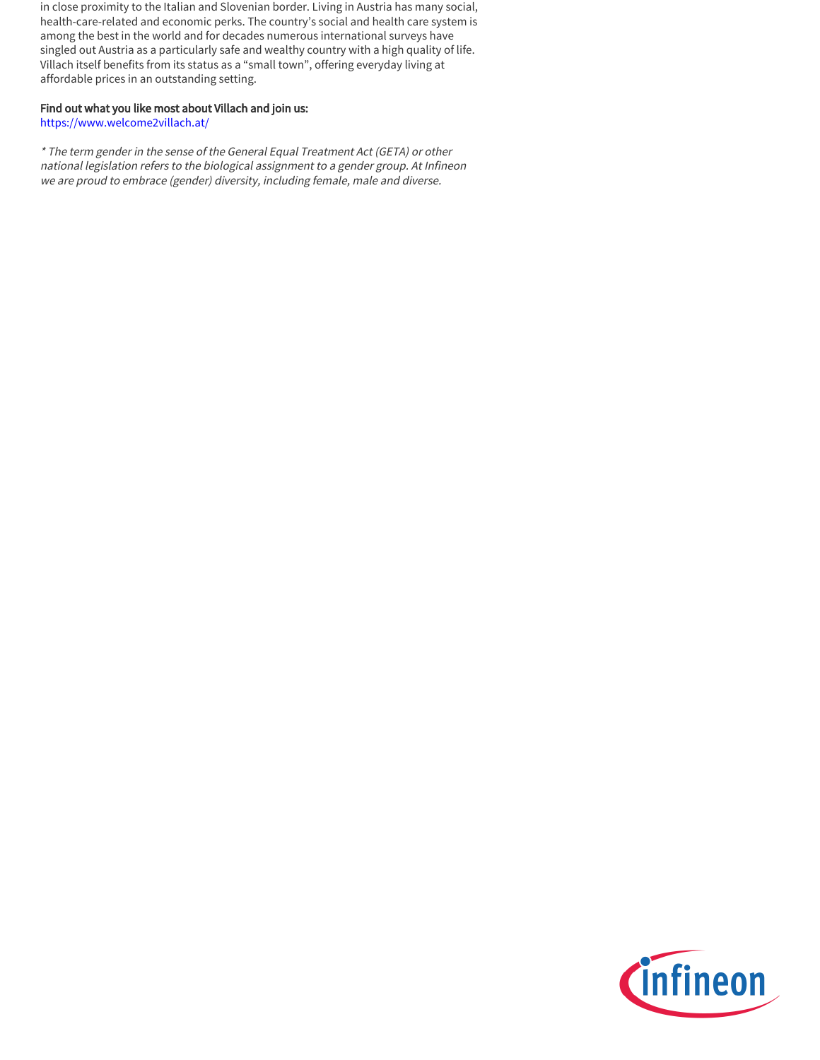in close proximity to the Italian and Slovenian border. Living in Austria has many social, health-care-related and economic perks. The country's social and health care system is among the best in the world and for decades numerous international surveys have singled out Austria as a particularly safe and wealthy country with a high quality of life. Villach itself benefits from its status as a "small town", offering everyday living at affordable prices in an outstanding setting.

**Find out what you like most about Villach and join us:**
https://www.welcome2villach.at/

*\* The term gender in the sense of the General Equal Treatment Act (GETA) or other national legislation refers to the biological assignment to a gender group. At Infineon we are proud to embrace (gender) diversity, including female, male and diverse.*